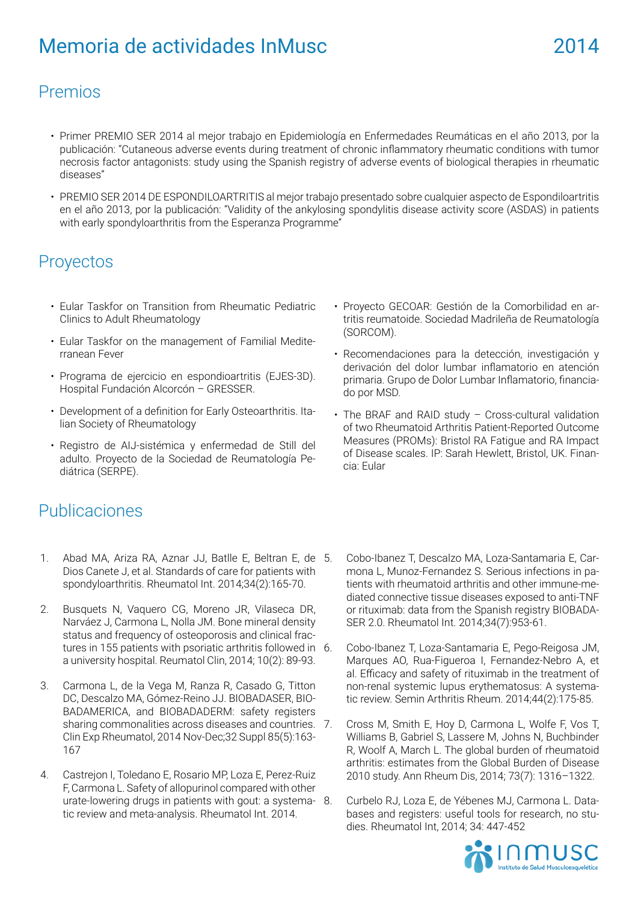# Memoria de actividades InMusc 2014

## Premios

- Primer PREMIO SER 2014 al mejor trabajo en Epidemiología en Enfermedades Reumáticas en el año 2013, por la publicación: "Cutaneous adverse events during treatment of chronic inflammatory rheumatic conditions with tumor necrosis factor antagonists: study using the Spanish registry of adverse events of biological therapies in rheumatic diseases"
- PREMIO SER 2014 DE ESPONDILOARTRITIS al mejor trabajo presentado sobre cualquier aspecto de Espondiloartritis en el año 2013, por la publicación: "Validity of the ankylosing spondylitis disease activity score (ASDAS) in patients with early spondyloarthritis from the Esperanza Programme"

## Proyectos

- Eular Taskfor on Transition from Rheumatic Pediatric Clinics to Adult Rheumatology
- Eular Taskfor on the management of Familial Mediterranean Fever
- Programa de ejercicio en espondioartritis (EJES-3D). Hospital Fundación Alcorcón – GRESSER.
- Development of a definition for Early Osteoarthritis. Italian Society of Rheumatology
- Registro de AIJ-sistémica y enfermedad de Still del adulto. Proyecto de la Sociedad de Reumatología Pediátrica (SERPE).
- Proyecto GECOAR: Gestión de la Comorbilidad en artritis reumatoide. Sociedad Madrileña de Reumatología (SORCOM).
- Recomendaciones para la detección, investigación y derivación del dolor lumbar inflamatorio en atención primaria. Grupo de Dolor Lumbar Inflamatorio, financiado por MSD.
- The BRAF and RAID study – Cross-cultural validation of two Rheumatoid Arthritis Patient-Reported Outcome Measures (PROMs): Bristol RA Fatigue and RA Impact of Disease scales. IP: Sarah Hewlett, Bristol, UK. Financia: Eular

## Publicaciones

1. Abad MA, Ariza RA, Aznar JJ, Batlle E, Beltran E, de Dios Canete J, et al. Standards of care for patients with spondyloarthritis. Rheumatol Int. 2014;34(2):165-70.
2. Busquets N, Vaquero CG, Moreno JR, Vilaseca DR, Narváez J, Carmona L, Nolla JM. Bone mineral density status and frequency of osteoporosis and clinical fractures in 155 patients with psoriatic arthritis followed in a university hospital. Reumatol Clin, 2014; 10(2): 89-93.
3. Carmona L, de la Vega M, Ranza R, Casado G, Titton DC, Descalzo MA, Gómez-Reino JJ. BIOBADASER, BIOBADAMERICA, and BIOBADADERM: safety registers sharing commonalities across diseases and countries. Clin Exp Rheumatol, 2014 Nov-Dec;32 Suppl 85(5):163-167
4. Castrejon I, Toledano E, Rosario MP, Loza E, Perez-Ruiz F, Carmona L. Safety of allopurinol compared with other urate-lowering drugs in patients with gout: a systematic review and meta-analysis. Rheumatol Int. 2014.
5. Cobo-Ibanez T, Descalzo MA, Loza-Santamaria E, Carmona L, Munoz-Fernandez S. Serious infections in patients with rheumatoid arthritis and other immune-mediated connective tissue diseases exposed to anti-TNF or rituximab: data from the Spanish registry BIOBADASER 2.0. Rheumatol Int. 2014;34(7):953-61.
6. Cobo-Ibanez T, Loza-Santamaria E, Pego-Reigosa JM, Marques AO, Rua-Figueroa I, Fernandez-Nebro A, et al. Efficacy and safety of rituximab in the treatment of non-renal systemic lupus erythematosus: A systematic review. Semin Arthritis Rheum. 2014;44(2):175-85.
7. Cross M, Smith E, Hoy D, Carmona L, Wolfe F, Vos T, Williams B, Gabriel S, Lassere M, Johns N, Buchbinder R, Woolf A, March L. The global burden of rheumatoid arthritis: estimates from the Global Burden of Disease 2010 study. Ann Rheum Dis, 2014; 73(7): 1316–1322.
8. Curbelo RJ, Loza E, de Yébenes MJ, Carmona L. Databases and registers: useful tools for research, no studies. Rheumatol Int, 2014; 34: 447-452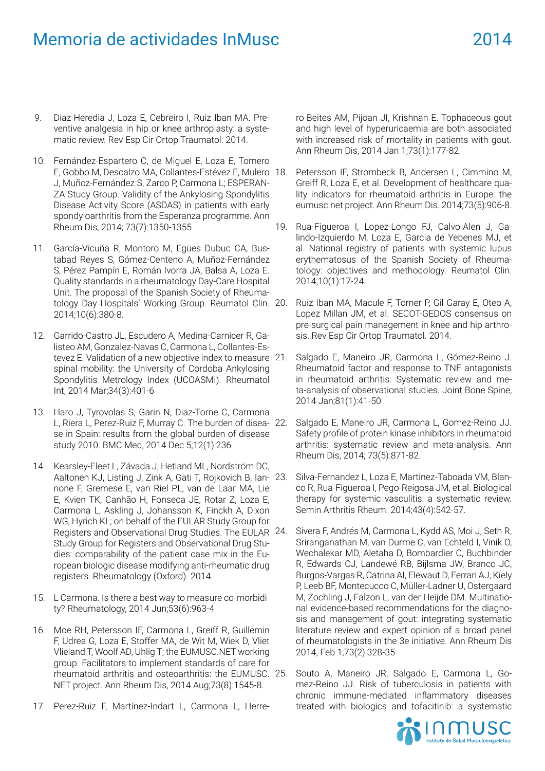9. Diaz-Heredia J, Loza E, Cebreiro I, Ruiz Iban MA. Preventive analgesia in hip or knee arthroplasty: a systematic review. Rev Esp Cir Ortop Traumatol. 2014.

10. Fernández-Espartero C, de Miguel E, Loza E, Tomero E, Gobbo M, Descalzo MA, Collantes-Estévez E, Mulero J, Muñoz-Fernández S, Zarco P, Carmona L; ESPERANZA Study Group. Validity of the Ankylosing Spondylitis Disease Activity Score (ASDAS) in patients with early spondyloarthritis from the Esperanza programme. Ann Rheum Dis, 2014; 73(7):1350-1355

11. García-Vicuña R, Montoro M, Egües Dubuc CA, Bustabad Reyes S, Gómez-Centeno A, Muñoz-Fernández S, Pérez Pampín E, Román Ivorra JA, Balsa A, Loza E. Quality standards in a rheumatology Day-Care Hospital Unit. The proposal of the Spanish Society of Rheumatology Day Hospitals' Working Group. Reumatol Clin. 2014;10(6):380-8.

12. Garrido-Castro JL, Escudero A, Medina-Carnicer R, Galisteo AM, Gonzalez-Navas C, Carmona L, Collantes-Estevez E. Validation of a new objective index to measure spinal mobility: the University of Cordoba Ankylosing Spondylitis Metrology Index (UCOASMI). Rheumatol Int, 2014 Mar;34(3):401-6

13. Haro J, Tyrovolas S, Garin N, Diaz-Torne C, Carmona L, Riera L, Perez-Ruiz F, Murray C. The burden of disease in Spain: results from the global burden of disease study 2010. BMC Med, 2014 Dec 5;12(1):236

14. Kearsley-Fleet L, Závada J, Hetland ML, Nordström DC, Aaltonen KJ, Listing J, Zink A, Gati T, Rojkovich B, Iannone F, Gremese E, van Riel PL, van de Laar MA, Lie E, Kvien TK, Canhão H, Fonseca JE, Rotar Z, Loza E, Carmona L, Askling J, Johansson K, Finckh A, Dixon WG, Hyrich KL; on behalf of the EULAR Study Group for Registers and Observational Drug Studies. The EULAR Study Group for Registers and Observational Drug Studies: comparability of the patient case mix in the European biologic disease modifying anti-rheumatic drug registers. Rheumatology (Oxford). 2014.

15. L Carmona. Is there a best way to measure co-morbidity? Rheumatology, 2014 Jun;53(6):963-4

16. Moe RH, Petersson IF, Carmona L, Greiff R, Guillemin F, Udrea G, Loza E, Stoffer MA, de Wit M, Wiek D, Vliet Vlieland T, Woolf AD, Uhlig T; the EUMUSC.NET working group. Facilitators to implement standards of care for rheumatoid arthritis and osteoarthritis: the EUMUSC.NET project. Ann Rheum Dis, 2014 Aug;73(8):1545-8.

17. Perez-Ruiz F, Martínez-Indart L, Carmona L, Herrero-Beites AM, Pijoan JI, Krishnan E. Tophaceous gout and high level of hyperuricaemia are both associated with increased risk of mortality in patients with gout. Ann Rheum Dis, 2014 Jan 1;73(1):177-82.

18. Petersson IF, Strombeck B, Andersen L, Cimmino M, Greiff R, Loza E, et al. Development of healthcare quality indicators for rheumatoid arthritis in Europe: the eumusc.net project. Ann Rheum Dis. 2014;73(5):906-8.

19. Rua-Figueroa I, Lopez-Longo FJ, Calvo-Alen J, Galindo-Izquierdo M, Loza E, Garcia de Yebenes MJ, et al. National registry of patients with systemic lupus erythematosus of the Spanish Society of Rheumatology: objectives and methodology. Reumatol Clin. 2014;10(1):17-24.

20. Ruiz Iban MA, Macule F, Torner P, Gil Garay E, Oteo A, Lopez Millan JM, et al. SECOT-GEDOS consensus on pre-surgical pain management in knee and hip arthrosis. Rev Esp Cir Ortop Traumatol. 2014.

21. Salgado E, Maneiro JR, Carmona L, Gómez-Reino J. Rheumatoid factor and response to TNF antagonists in rheumatoid arthritis: Systematic review and meta-analysis of observational studies. Joint Bone Spine, 2014 Jan;81(1):41-50

22. Salgado E, Maneiro JR, Carmona L, Gomez-Reino JJ. Safety profile of protein kinase inhibitors in rheumatoid arthritis: systematic review and meta-analysis. Ann Rheum Dis, 2014; 73(5):871-82.

23. Silva-Fernandez L, Loza E, Martinez-Taboada VM, Blanco R, Rua-Figueroa I, Pego-Reigosa JM, et al. Biological therapy for systemic vasculitis: a systematic review. Semin Arthritis Rheum. 2014;43(4):542-57.

24. Sivera F, Andrés M, Carmona L, Kydd AS, Moi J, Seth R, Sriranganathan M, van Durme C, van Echteld I, Vinik O, Wechalekar MD, Aletaha D, Bombardier C, Buchbinder R, Edwards CJ, Landewé RB, Bijlsma JW, Branco JC, Burgos-Vargas R, Catrina AI, Elewaut D, Ferrari AJ, Kiely P, Leeb BF, Montecucco C, Müller-Ladner U, Ostergaard M, Zochling J, Falzon L, van der Heijde DM. Multinational evidence-based recommendations for the diagnosis and management of gout: integrating systematic literature review and expert opinion of a broad panel of rheumatologists in the 3e initiative. Ann Rheum Dis 2014, Feb 1;73(2):328-35

25. Souto A, Maneiro JR, Salgado E, Carmona L, Gomez-Reino JJ. Risk of tuberculosis in patients with chronic immune-mediated inflammatory diseases treated with biologics and tofacitinib: a systematic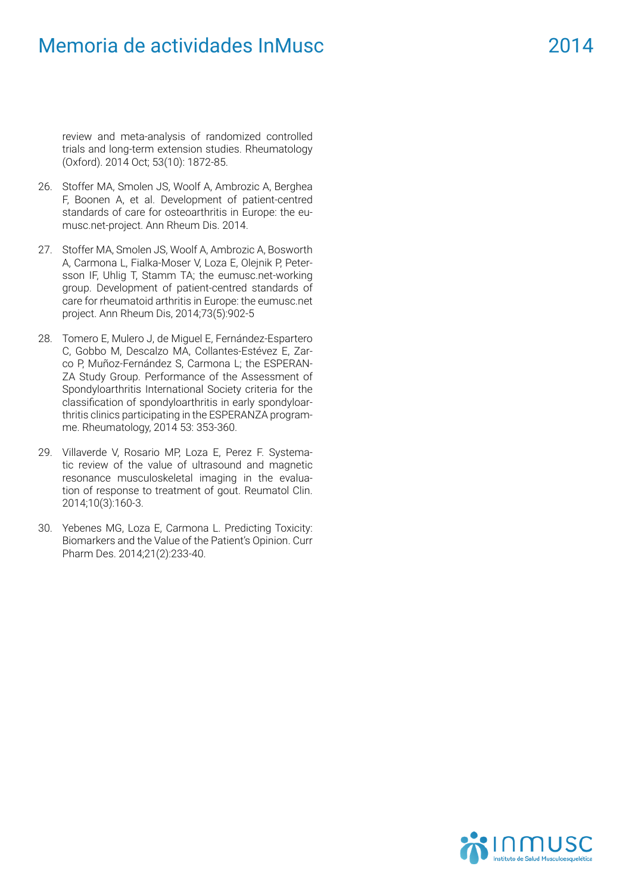review and meta-analysis of randomized controlled trials and long-term extension studies. Rheumatology (Oxford). 2014 Oct; 53(10): 1872-85.

26. Stoffer MA, Smolen JS, Woolf A, Ambrozic A, Berghea F, Boonen A, et al. Development of patient-centred standards of care for osteoarthritis in Europe: the eumusc.net-project. Ann Rheum Dis. 2014.

27. Stoffer MA, Smolen JS, Woolf A, Ambrozic A, Bosworth A, Carmona L, Fialka-Moser V, Loza E, Olejnik P, Petersson IF, Uhlig T, Stamm TA; the eumusc.net-working group. Development of patient-centred standards of care for rheumatoid arthritis in Europe: the eumusc.net project. Ann Rheum Dis, 2014;73(5):902-5

28. Tomero E, Mulero J, de Miguel E, Fernández-Espartero C, Gobbo M, Descalzo MA, Collantes-Estévez E, Zarco P, Muñoz-Fernández S, Carmona L; the ESPERANZA Study Group. Performance of the Assessment of Spondyloarthritis International Society criteria for the classification of spondyloarthritis in early spondyloarthritis clinics participating in the ESPERANZA programme. Rheumatology, 2014 53: 353-360.

29. Villaverde V, Rosario MP, Loza E, Perez F. Systematic review of the value of ultrasound and magnetic resonance musculoskeletal imaging in the evaluation of response to treatment of gout. Reumatol Clin. 2014;10(3):160-3.

30. Yebenes MG, Loza E, Carmona L. Predicting Toxicity: Biomarkers and the Value of the Patient's Opinion. Curr Pharm Des. 2014;21(2):233-40.